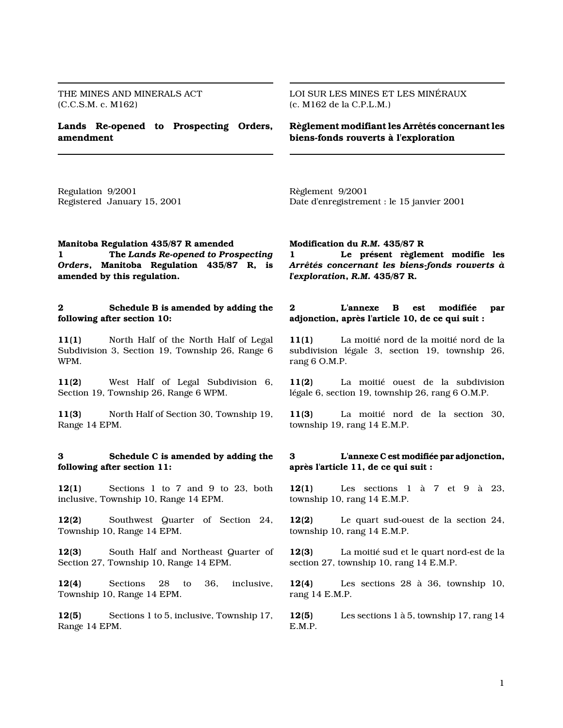THE MINES AND MINERALS ACT
(C.C.S.M. c. M162)

## Lands Re-opened to Prospecting Orders, amendment

Regulation 9/2001
Registered January 15, 2001

**Manitoba Regulation 435/87 R amended**

**1** **The *Lands Re-opened to Prospecting Orders*, Manitoba Regulation 435/87 R, is amended by this regulation.**

**2** **Schedule B is amended by adding the following after section 10:**

**11(1)** North Half of the North Half of Legal Subdivision 3, Section 19, Township 26, Range 6 WPM.

**11(2)** West Half of Legal Subdivision 6, Section 19, Township 26, Range 6 WPM.

**11(3)** North Half of Section 30, Township 19, Range 14 EPM.

**3** **Schedule C is amended by adding the following after section 11:**

**12(1)** Sections 1 to 7 and 9 to 23, both inclusive, Township 10, Range 14 EPM.

**12(2)** Southwest Quarter of Section 24, Township 10, Range 14 EPM.

**12(3)** South Half and Northeast Quarter of Section 27, Township 10, Range 14 EPM.

**12(4)** Sections 28 to 36, inclusive, Township 10, Range 14 EPM.

**12(5)** Sections 1 to 5, inclusive, Township 17, Range 14 EPM.

---

LOI SUR LES MINES ET LES MINÉRAUX
(c. M162 de la C.P.L.M.)

## Règlement modifiant les Arrêtés concernant les biens-fonds rouverts à l'exploration

Règlement 9/2001
Date d'enregistrement : le 15 janvier 2001

**Modification du *R.M.* 435/87 R**

**1** **Le présent règlement modifie les *Arrêtés concernant les biens-fonds rouverts à l'exploration*, *R.M.* 435/87 R.**

**2** **L'annexe B est modifiée par adjonction, après l'article 10, de ce qui suit :**

**11(1)** La moitié nord de la moitié nord de la subdivision légale 3, section 19, township 26, rang 6 O.M.P.

**11(2)** La moitié ouest de la subdivision légale 6, section 19, township 26, rang 6 O.M.P.

**11(3)** La moitié nord de la section 30, township 19, rang 14 E.M.P.

**3** **L'annexe C est modifiée par adjonction, après l'article 11, de ce qui suit :**

**12(1)** Les sections 1 à 7 et 9 à 23, township 10, rang 14 E.M.P.

**12(2)** Le quart sud-ouest de la section 24, township 10, rang 14 E.M.P.

**12(3)** La moitié sud et le quart nord-est de la section 27, township 10, rang 14 E.M.P.

**12(4)** Les sections 28 à 36, township 10, rang 14 E.M.P.

**12(5)** Les sections 1 à 5, township 17, rang 14 E.M.P.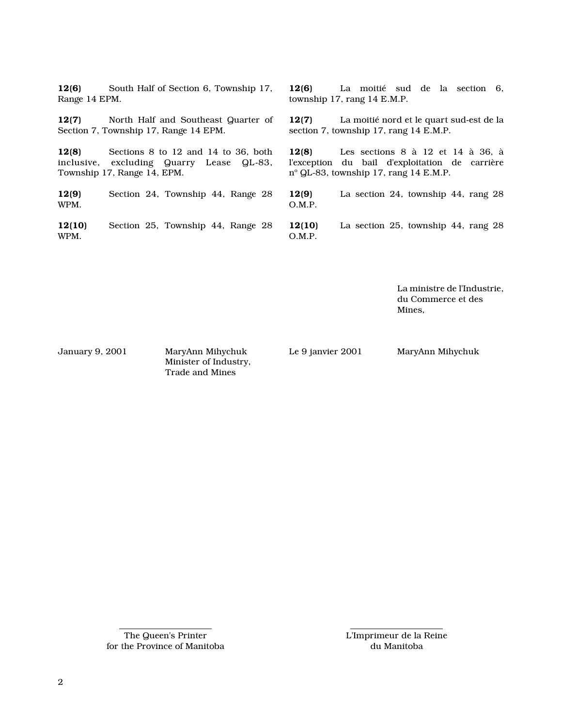**12(6)** South Half of Section 6, Township 17, Range 14 EPM.

**12(7)** North Half and Southeast Quarter of Section 7, Township 17, Range 14 EPM.

**12(8)** Sections 8 to 12 and 14 to 36, both inclusive, excluding Quarry Lease QL-83, Township 17, Range 14, EPM.

**12(9)** Section 24, Township 44, Range 28 WPM.

**12(10)** Section 25, Township 44, Range 28 WPM.

January 9, 2001

MaryAnn Mihychuk
Minister of Industry, Trade and Mines

**12(6)** La moitié sud de la section 6, township 17, rang 14 E.M.P.

**12(7)** La moitié nord et le quart sud-est de la section 7, township 17, rang 14 E.M.P.

**12(8)** Les sections 8 à 12 et 14 à 36, à l'exception du bail d'exploitation de carrière n° QL-83, township 17, rang 14 E.M.P.

**12(9)** La section 24, township 44, rang 28 O.M.P.

**12(10)** La section 25, township 44, rang 28 O.M.P.

Le 9 janvier 2001

La ministre de l'Industrie, du Commerce et des Mines,

MaryAnn Mihychuk

The Queen's Printer
for the Province of Manitoba

L'Imprimeur de la Reine
du Manitoba